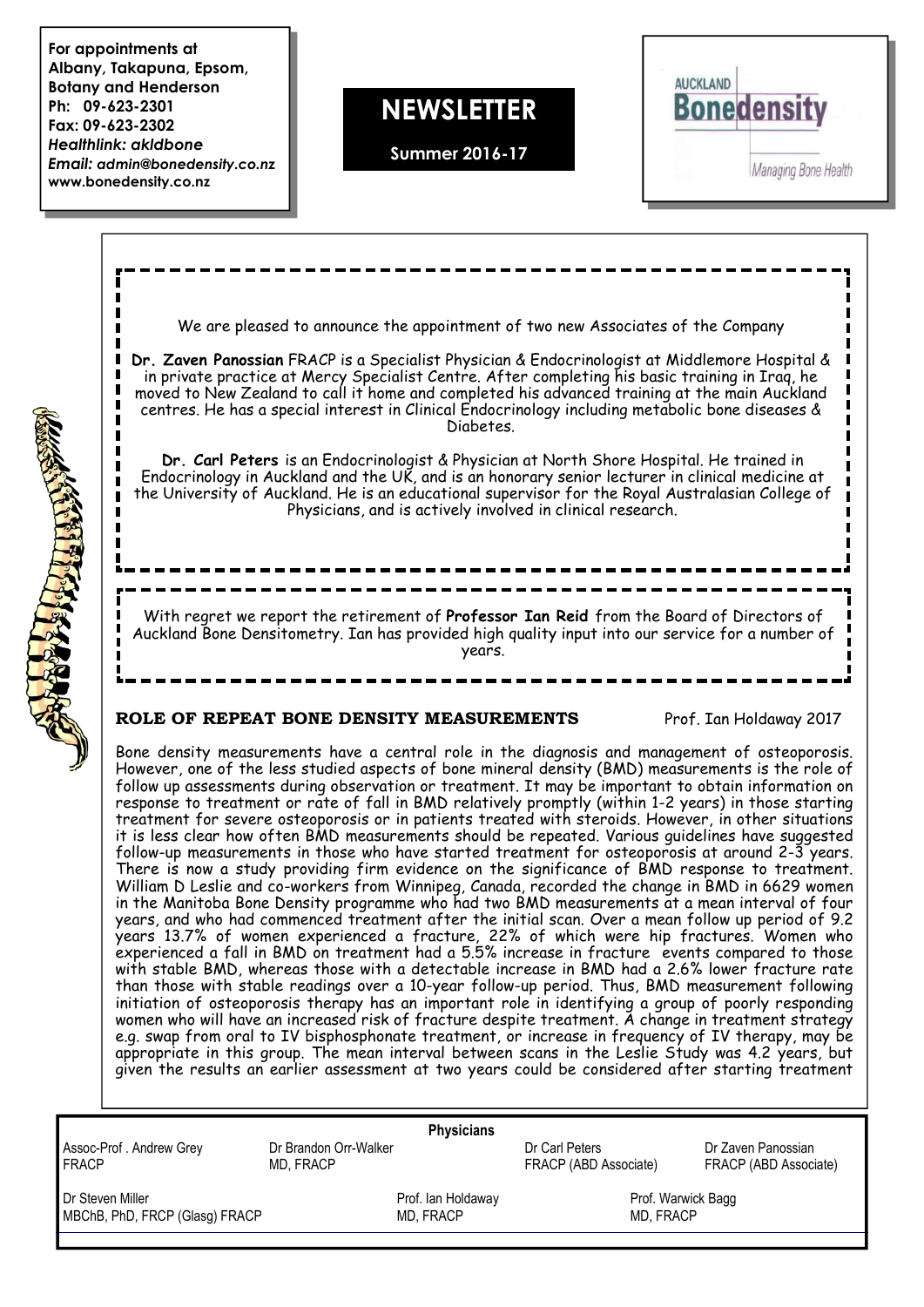**For appointments at Albany, Takapuna, Epsom, Botany and Henderson**
**Ph: 09-623-2301**
**Fax: 09-623-2302**
***Healthlink: akldbone***
***Email: admin@bonedensity.co.nz***
**www.bonedensity.co.nz**

# NEWSLETTER

**Summer 2016-17**

AUCKLAND **Bonedensity**
*Managing Bone Health*

We are pleased to announce the appointment of two new Associates of the Company

**Dr. Zaven Panossian** FRACP is a Specialist Physician & Endocrinologist at Middlemore Hospital & in private practice at Mercy Specialist Centre. After completing his basic training in Iraq, he moved to New Zealand to call it home and completed his advanced training at the main Auckland centres. He has a special interest in Clinical Endocrinology including metabolic bone diseases & Diabetes.

**Dr. Carl Peters** is an Endocrinologist & Physician at North Shore Hospital. He trained in Endocrinology in Auckland and the UK, and is an honorary senior lecturer in clinical medicine at the University of Auckland. He is an educational supervisor for the Royal Australasian College of Physicians, and is actively involved in clinical research.

With regret we report the retirement of **Professor Ian Reid** from the Board of Directors of Auckland Bone Densitometry. Ian has provided high quality input into our service for a number of years.

## ROLE OF REPEAT BONE DENSITY MEASUREMENTS

Prof. Ian Holdaway 2017

Bone density measurements have a central role in the diagnosis and management of osteoporosis. However, one of the less studied aspects of bone mineral density (BMD) measurements is the role of follow up assessments during observation or treatment. It may be important to obtain information on response to treatment or rate of fall in BMD relatively promptly (within 1-2 years) in those starting treatment for severe osteoporosis or in patients treated with steroids. However, in other situations it is less clear how often BMD measurements should be repeated. Various guidelines have suggested follow-up measurements in those who have started treatment for osteoporosis at around 2-3 years. There is now a study providing firm evidence on the significance of BMD response to treatment. William D Leslie and co-workers from Winnipeg, Canada, recorded the change in BMD in 6629 women in the Manitoba Bone Density programme who had two BMD measurements at a mean interval of four years, and who had commenced treatment after the initial scan. Over a mean follow up period of 9.2 years 13.7% of women experienced a fracture, 22% of which were hip fractures. Women who experienced a fall in BMD on treatment had a 5.5% increase in fracture events compared to those with stable BMD, whereas those with a detectable increase in BMD had a 2.6% lower fracture rate than those with stable readings over a 10-year follow-up period. Thus, BMD measurement following initiation of osteoporosis therapy has an important role in identifying a group of poorly responding women who will have an increased risk of fracture despite treatment. A change in treatment strategy e.g. swap from oral to IV bisphosphonate treatment, or increase in frequency of IV therapy, may be appropriate in this group. The mean interval between scans in the Leslie Study was 4.2 years, but given the results an earlier assessment at two years could be considered after starting treatment

**Physicians**

Assoc-Prof . Andrew Grey
FRACP

Dr Brandon Orr-Walker
MD, FRACP

Dr Carl Peters
FRACP (ABD Associate)

Dr Zaven Panossian
FRACP (ABD Associate)

Dr Steven Miller
MBChB, PhD, FRCP (Glasg) FRACP

Prof. Ian Holdaway
MD, FRACP

Prof. Warwick Bagg
MD, FRACP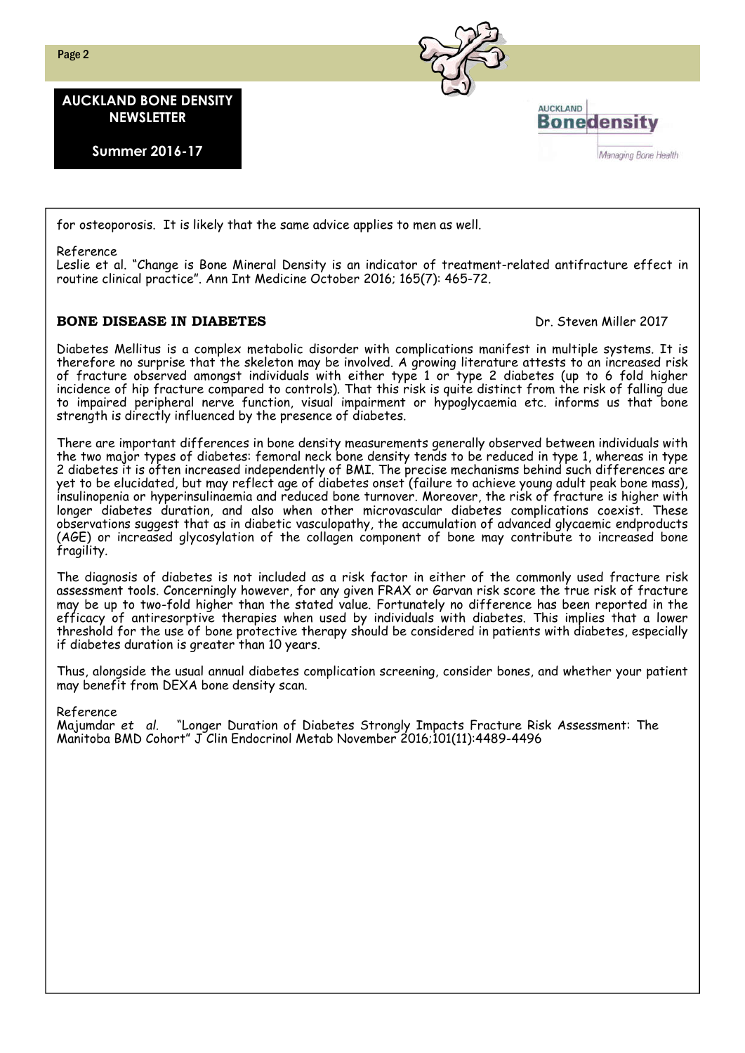for osteoporosis. It is likely that the same advice applies to men as well.

Reference
Leslie et al. "Change is Bone Mineral Density is an indicator of treatment-related antifracture effect in routine clinical practice". Ann Int Medicine October 2016; 165(7): 465-72.

## BONE DISEASE IN DIABETES

Dr. Steven Miller 2017

Diabetes Mellitus is a complex metabolic disorder with complications manifest in multiple systems. It is therefore no surprise that the skeleton may be involved. A growing literature attests to an increased risk of fracture observed amongst individuals with either type 1 or type 2 diabetes (up to 6 fold higher incidence of hip fracture compared to controls). That this risk is quite distinct from the risk of falling due to impaired peripheral nerve function, visual impairment or hypoglycaemia etc. informs us that bone strength is directly influenced by the presence of diabetes.

There are important differences in bone density measurements generally observed between individuals with the two major types of diabetes: femoral neck bone density tends to be reduced in type 1, whereas in type 2 diabetes it is often increased independently of BMI. The precise mechanisms behind such differences are yet to be elucidated, but may reflect age of diabetes onset (failure to achieve young adult peak bone mass), insulinopenia or hyperinsulinaemia and reduced bone turnover. Moreover, the risk of fracture is higher with longer diabetes duration, and also when other microvascular diabetes complications coexist. These observations suggest that as in diabetic vasculopathy, the accumulation of advanced glycaemic endproducts (AGE) or increased glycosylation of the collagen component of bone may contribute to increased bone fragility.

The diagnosis of diabetes is not included as a risk factor in either of the commonly used fracture risk assessment tools. Concerningly however, for any given FRAX or Garvan risk score the true risk of fracture may be up to two-fold higher than the stated value. Fortunately no difference has been reported in the efficacy of antiresorptive therapies when used by individuals with diabetes. This implies that a lower threshold for the use of bone protective therapy should be considered in patients with diabetes, especially if diabetes duration is greater than 10 years.

Thus, alongside the usual annual diabetes complication screening, consider bones, and whether your patient may benefit from DEXA bone density scan.

Reference
Majumdar *et al.* "Longer Duration of Diabetes Strongly Impacts Fracture Risk Assessment: The Manitoba BMD Cohort" J Clin Endocrinol Metab November 2016;101(11):4489-4496